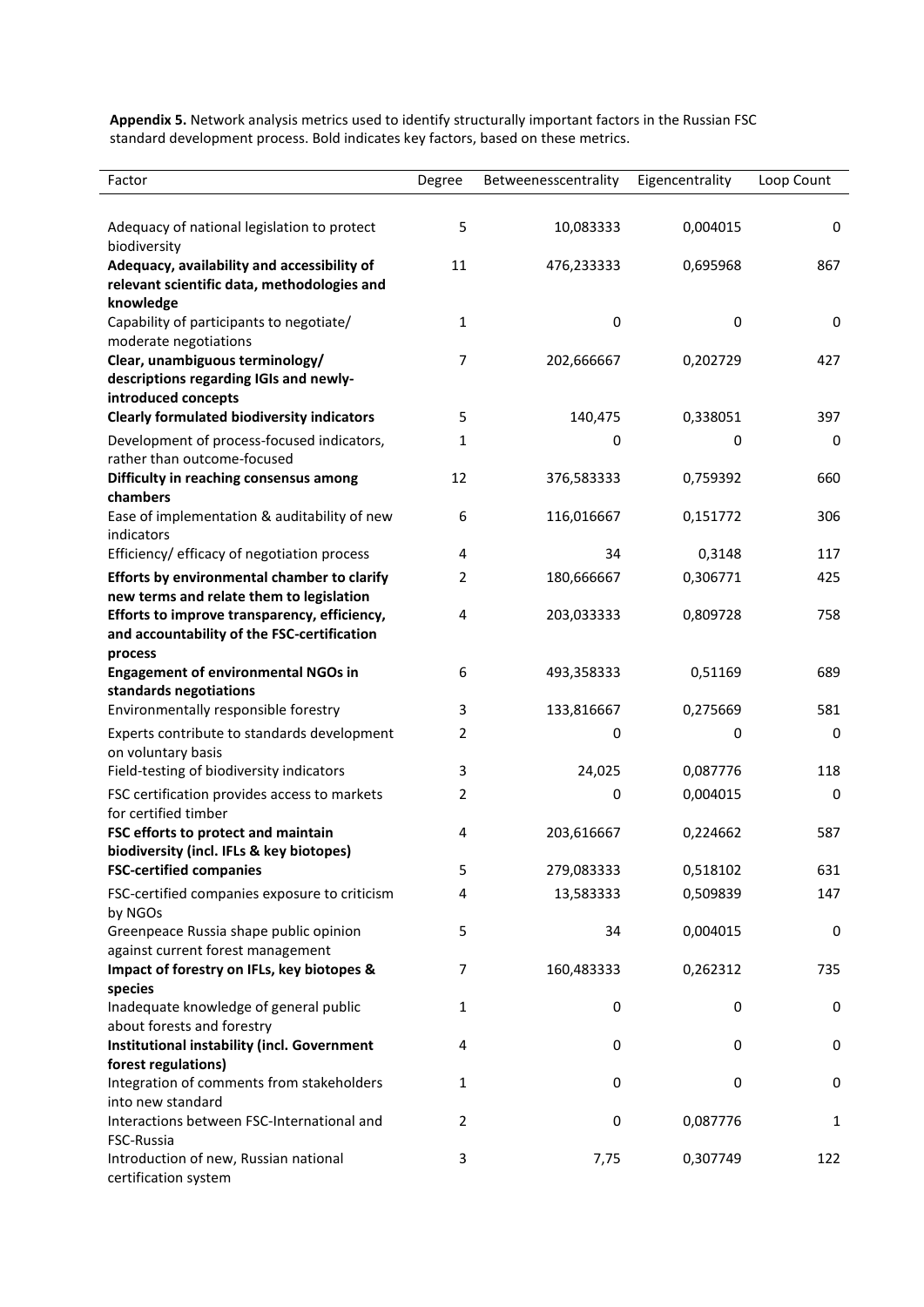**Appendix 5.** Network analysis metrics used to identify structurally important factors in the Russian FSC standard development process. Bold indicates key factors, based on these metrics.

| Factor | Degree | Betweenesscentrality | Eigencentrality | Loop Count |
|---|---|---|---|---|
| Adequacy of national legislation to protect biodiversity | 5 | 10,083333 | 0,004015 | 0 |
| **Adequacy, availability and accessibility of relevant scientific data, methodologies and knowledge** | 11 | 476,233333 | 0,695968 | 867 |
| Capability of participants to negotiate/ moderate negotiations | 1 | 0 | 0 | 0 |
| **Clear, unambiguous terminology/ descriptions regarding IGIs and newly-introduced concepts** | 7 | 202,666667 | 0,202729 | 427 |
| **Clearly formulated biodiversity indicators** | 5 | 140,475 | 0,338051 | 397 |
| Development of process-focused indicators, rather than outcome-focused | 1 | 0 | 0 | 0 |
| **Difficulty in reaching consensus among chambers** | 12 | 376,583333 | 0,759392 | 660 |
| Ease of implementation & auditability of new indicators | 6 | 116,016667 | 0,151772 | 306 |
| Efficiency/ efficacy of negotiation process | 4 | 34 | 0,3148 | 117 |
| **Efforts by environmental chamber to clarify new terms and relate them to legislation** | 2 | 180,666667 | 0,306771 | 425 |
| **Efforts to improve transparency, efficiency, and accountability of the FSC-certification process** | 4 | 203,033333 | 0,809728 | 758 |
| **Engagement of environmental NGOs in standards negotiations** | 6 | 493,358333 | 0,51169 | 689 |
| Environmentally responsible forestry | 3 | 133,816667 | 0,275669 | 581 |
| Experts contribute to standards development on voluntary basis | 2 | 0 | 0 | 0 |
| Field-testing of biodiversity indicators | 3 | 24,025 | 0,087776 | 118 |
| FSC certification provides access to markets for certified timber | 2 | 0 | 0,004015 | 0 |
| **FSC efforts to protect and maintain biodiversity (incl. IFLs & key biotopes)** | 4 | 203,616667 | 0,224662 | 587 |
| **FSC-certified companies** | 5 | 279,083333 | 0,518102 | 631 |
| FSC-certified companies exposure to criticism by NGOs | 4 | 13,583333 | 0,509839 | 147 |
| Greenpeace Russia shape public opinion against current forest management | 5 | 34 | 0,004015 | 0 |
| **Impact of forestry on IFLs, key biotopes & species** | 7 | 160,483333 | 0,262312 | 735 |
| Inadequate knowledge of general public about forests and forestry | 1 | 0 | 0 | 0 |
| **Institutional instability (incl. Government forest regulations)** | 4 | 0 | 0 | 0 |
| Integration of comments from stakeholders into new standard | 1 | 0 | 0 | 0 |
| Interactions between FSC-International and FSC-Russia | 2 | 0 | 0,087776 | 1 |
| Introduction of new, Russian national certification system | 3 | 7,75 | 0,307749 | 122 |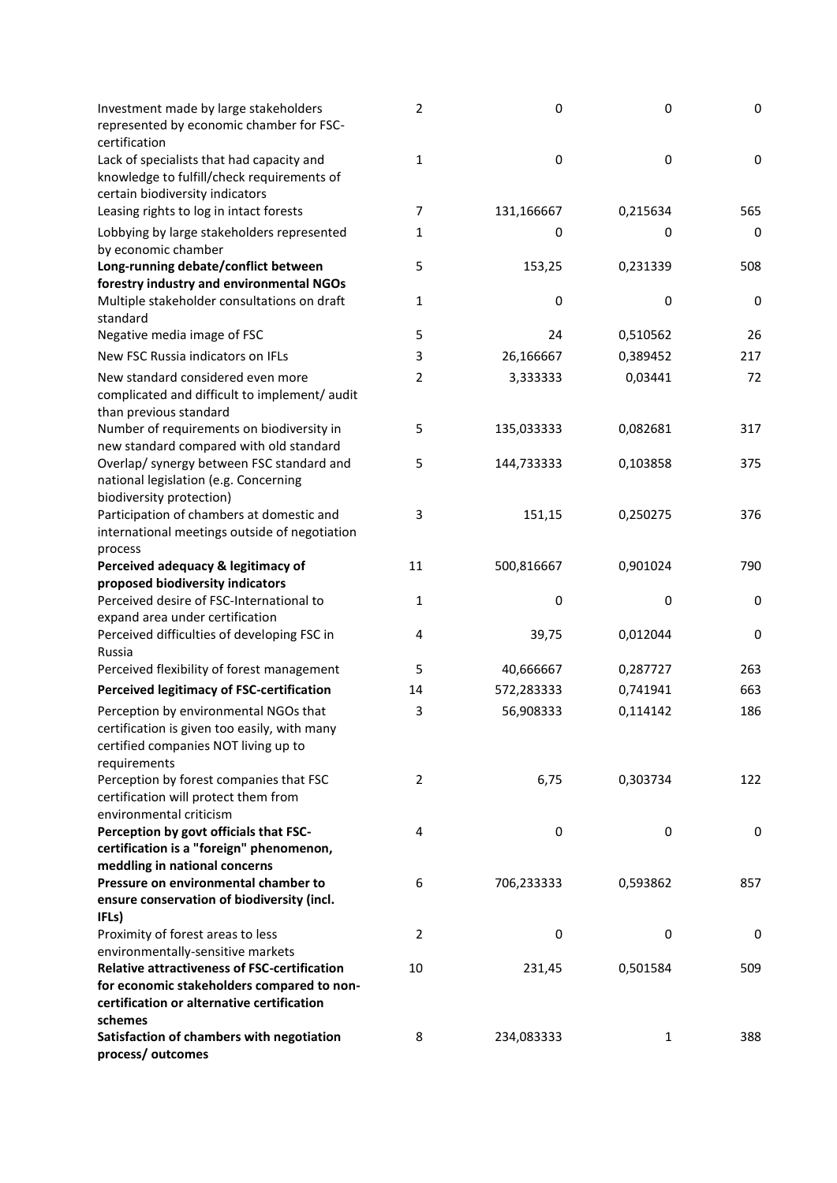| | | | | |
|---|---|---|---|---|
| Investment made by large stakeholders represented by economic chamber for FSC-certification | 2 | 0 | 0 | 0 |
| Lack of specialists that had capacity and knowledge to fulfill/check requirements of certain biodiversity indicators | 1 | 0 | 0 | 0 |
| Leasing rights to log in intact forests | 7 | 131,166667 | 0,215634 | 565 |
| Lobbying by large stakeholders represented by economic chamber | 1 | 0 | 0 | 0 |
| **Long-running debate/conflict between forestry industry and environmental NGOs** | 5 | 153,25 | 0,231339 | 508 |
| Multiple stakeholder consultations on draft standard | 1 | 0 | 0 | 0 |
| Negative media image of FSC | 5 | 24 | 0,510562 | 26 |
| New FSC Russia indicators on IFLs | 3 | 26,166667 | 0,389452 | 217 |
| New standard considered even more complicated and difficult to implement/ audit than previous standard | 2 | 3,333333 | 0,03441 | 72 |
| Number of requirements on biodiversity in new standard compared with old standard | 5 | 135,033333 | 0,082681 | 317 |
| Overlap/ synergy between FSC standard and national legislation (e.g. Concerning biodiversity protection) | 5 | 144,733333 | 0,103858 | 375 |
| Participation of chambers at domestic and international meetings outside of negotiation process | 3 | 151,15 | 0,250275 | 376 |
| **Perceived adequacy & legitimacy of proposed biodiversity indicators** | 11 | 500,816667 | 0,901024 | 790 |
| Perceived desire of FSC-International to expand area under certification | 1 | 0 | 0 | 0 |
| Perceived difficulties of developing FSC in Russia | 4 | 39,75 | 0,012044 | 0 |
| Perceived flexibility of forest management | 5 | 40,666667 | 0,287727 | 263 |
| **Perceived legitimacy of FSC-certification** | 14 | 572,283333 | 0,741941 | 663 |
| Perception by environmental NGOs that certification is given too easily, with many certified companies NOT living up to requirements | 3 | 56,908333 | 0,114142 | 186 |
| Perception by forest companies that FSC certification will protect them from environmental criticism | 2 | 6,75 | 0,303734 | 122 |
| **Perception by govt officials that FSC-certification is a "foreign" phenomenon, meddling in national concerns** | 4 | 0 | 0 | 0 |
| **Pressure on environmental chamber to ensure conservation of biodiversity (incl. IFLs)** | 6 | 706,233333 | 0,593862 | 857 |
| Proximity of forest areas to less environmentally-sensitive markets | 2 | 0 | 0 | 0 |
| **Relative attractiveness of FSC-certification for economic stakeholders compared to non-certification or alternative certification schemes** | 10 | 231,45 | 0,501584 | 509 |
| **Satisfaction of chambers with negotiation process/ outcomes** | 8 | 234,083333 | 1 | 388 |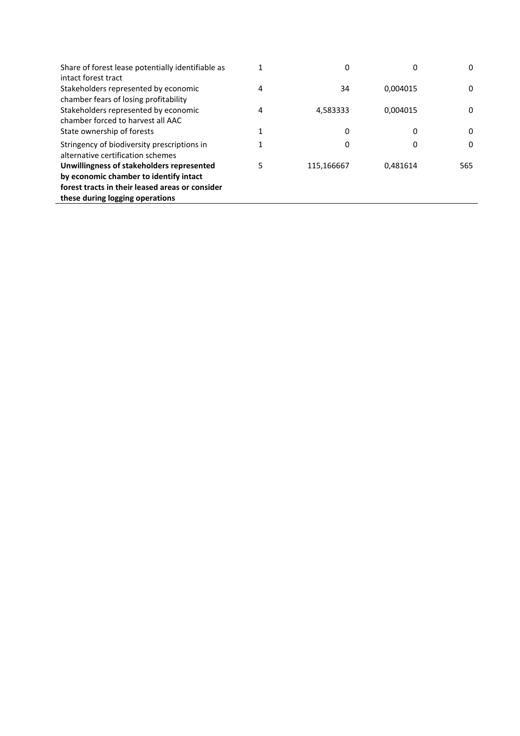| | | | | |
|---|---|---|---|---|
| Share of forest lease potentially identifiable as intact forest tract | 1 | 0 | 0 | 0 |
| Stakeholders represented by economic chamber fears of losing profitability | 4 | 34 | 0,004015 | 0 |
| Stakeholders represented by economic chamber forced to harvest all AAC | 4 | 4,583333 | 0,004015 | 0 |
| State ownership of forests | 1 | 0 | 0 | 0 |
| Stringency of biodiversity prescriptions in alternative certification schemes | 1 | 0 | 0 | 0 |
| **Unwillingness of stakeholders represented by economic chamber to identify intact forest tracts in their leased areas or consider these during logging operations** | 5 | 115,166667 | 0,481614 | 565 |